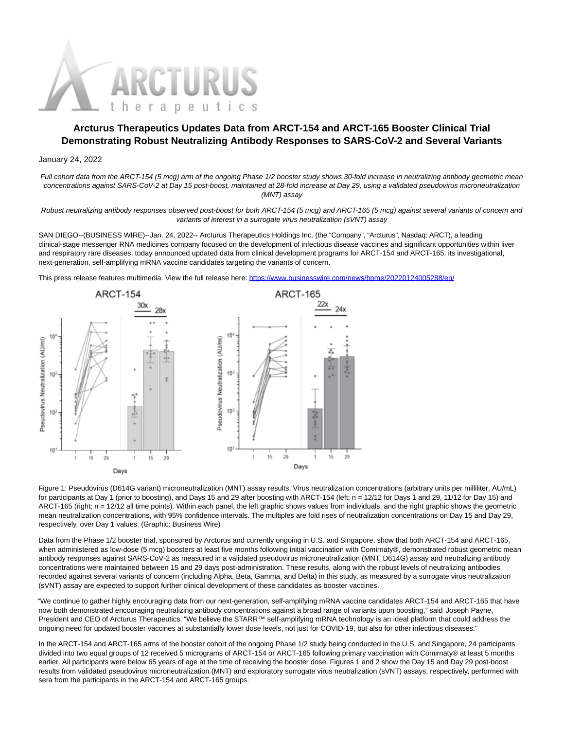# Arcturus Therapeutics Updates Data from ARCT-154 and ARCT-165 Booster Clinical Trial Demonstrating Robust Neutralizing Antibody Responses to SARS-CoV-2 and Several Variants

January 24, 2022

*Full cohort data from the ARCT-154 (5 mcg) arm of the ongoing Phase 1/2 booster study shows 30-fold increase in neutralizing antibody geometric mean concentrations against SARS-CoV-2 at Day 15 post-boost, maintained at 28-fold increase at Day 29, using a validated pseudovirus microneutralization (MNT) assay*

*Robust neutralizing antibody responses observed post-boost for both ARCT-154 (5 mcg) and ARCT-165 (5 mcg) against several variants of concern and variants of interest in a surrogate virus neutralization (sVNT) assay*

SAN DIEGO--(BUSINESS WIRE)--Jan. 24, 2022-- Arcturus Therapeutics Holdings Inc. (the "Company", "Arcturus", Nasdaq: ARCT), a leading clinical-stage messenger RNA medicines company focused on the development of infectious disease vaccines and significant opportunities within liver and respiratory rare diseases, today announced updated data from clinical development programs for ARCT-154 and ARCT-165, its investigational, next-generation, self-amplifying mRNA vaccine candidates targeting the variants of concern.

This press release features multimedia. View the full release here: https://www.businesswire.com/news/home/20220124005288/en/

Figure 1: Pseudovirus (D614G variant) microneutralization (MNT) assay results. Virus neutralization concentrations (arbitrary units per milliliter, AU/mL) for participants at Day 1 (prior to boosting), and Days 15 and 29 after boosting with ARCT-154 (left; n = 12/12 for Days 1 and 29, 11/12 for Day 15) and ARCT-165 (right; n = 12/12 all time points). Within each panel, the left graphic shows values from individuals, and the right graphic shows the geometric mean neutralization concentrations, with 95% confidence intervals. The multiples are fold rises of neutralization concentrations on Day 15 and Day 29, respectively, over Day 1 values. (Graphic: Business Wire)

Data from the Phase 1/2 booster trial, sponsored by Arcturus and currently ongoing in U.S. and Singapore, show that both ARCT-154 and ARCT-165, when administered as low-dose (5 mcg) boosters at least five months following initial vaccination with Comirnaty®, demonstrated robust geometric mean antibody responses against SARS-CoV-2 as measured in a validated pseudovirus microneutralization (MNT, D614G) assay and neutralizing antibody concentrations were maintained between 15 and 29 days post-administration. These results, along with the robust levels of neutralizing antibodies recorded against several variants of concern (including Alpha, Beta, Gamma, and Delta) in this study, as measured by a surrogate virus neutralization (sVNT) assay are expected to support further clinical development of these candidates as booster vaccines.

"We continue to gather highly encouraging data from our next-generation, self-amplifying mRNA vaccine candidates ARCT-154 and ARCT-165 that have now both demonstrated encouraging neutralizing antibody concentrations against a broad range of variants upon boosting," said Joseph Payne, President and CEO of Arcturus Therapeutics. "We believe the STARR™ self-amplifying mRNA technology is an ideal platform that could address the ongoing need for updated booster vaccines at substantially lower dose levels, not just for COVID-19, but also for other infectious diseases."

In the ARCT-154 and ARCT-165 arms of the booster cohort of the ongoing Phase 1/2 study being conducted in the U.S. and Singapore, 24 participants divided into two equal groups of 12 received 5 micrograms of ARCT-154 or ARCT-165 following primary vaccination with Comirnaty® at least 5 months earlier. All participants were below 65 years of age at the time of receiving the booster dose. Figures 1 and 2 show the Day 15 and Day 29 post-boost results from validated pseudovirus microneutralization (MNT) and exploratory surrogate virus neutralization (sVNT) assays, respectively, performed with sera from the participants in the ARCT-154 and ARCT-165 groups.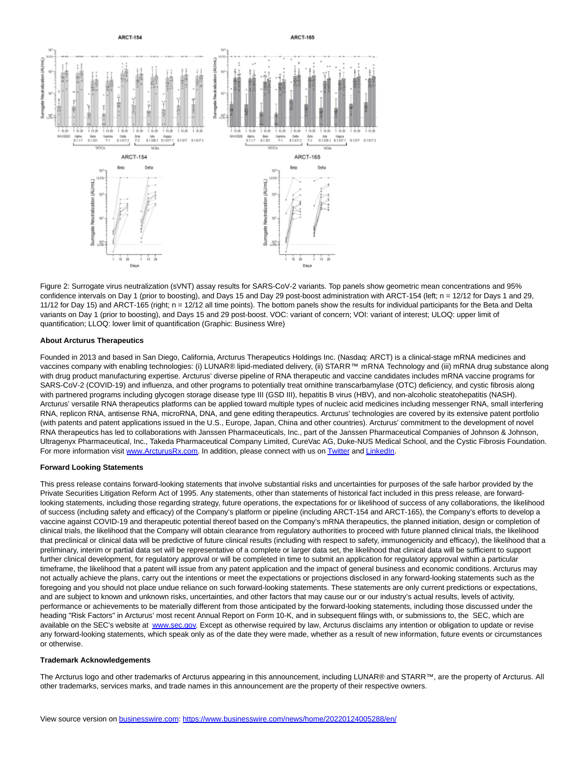ARCT-154

ARCT-165

Surrogate Neutralization (AU/mL)

ULOQ

LLOQ

1 15 29

WA1/2020

Alpha B.1.1.7

Beta B.1.351

Gamma P.1

Delta B.1.617.2

Zeta P.2

Iota B.1.526.1

Kappa B.1.617.1

B.1.617

B.1.617.3

VOCs

VOIs

ARCT-154

ARCT-165

Beta

Delta

Surrogate Neutralization (AU/mL)

ULOQ

LLOQ

1 15 29

1 15 29

Days

Figure 2: Surrogate virus neutralization (sVNT) assay results for SARS-CoV-2 variants. Top panels show geometric mean concentrations and 95% confidence intervals on Day 1 (prior to boosting), and Days 15 and Day 29 post-boost administration with ARCT-154 (left; n = 12/12 for Days 1 and 29, 11/12 for Day 15) and ARCT-165 (right; n = 12/12 all time points). The bottom panels show the results for individual participants for the Beta and Delta variants on Day 1 (prior to boosting), and Days 15 and 29 post-boost. VOC: variant of concern; VOI: variant of interest; ULOQ: upper limit of quantification; LLOQ: lower limit of quantification (Graphic: Business Wire)

**About Arcturus Therapeutics**

Founded in 2013 and based in San Diego, California, Arcturus Therapeutics Holdings Inc. (Nasdaq: ARCT) is a clinical-stage mRNA medicines and vaccines company with enabling technologies: (i) LUNAR® lipid-mediated delivery, (ii) STARR™ mRNA Technology and (iii) mRNA drug substance along with drug product manufacturing expertise. Arcturus' diverse pipeline of RNA therapeutic and vaccine candidates includes mRNA vaccine programs for SARS-CoV-2 (COVID-19) and influenza, and other programs to potentially treat ornithine transcarbamylase (OTC) deficiency, and cystic fibrosis along with partnered programs including glycogen storage disease type III (GSD III), hepatitis B virus (HBV), and non-alcoholic steatohepatitis (NASH). Arcturus' versatile RNA therapeutics platforms can be applied toward multiple types of nucleic acid medicines including messenger RNA, small interfering RNA, replicon RNA, antisense RNA, microRNA, DNA, and gene editing therapeutics. Arcturus' technologies are covered by its extensive patent portfolio (with patents and patent applications issued in the U.S., Europe, Japan, China and other countries). Arcturus' commitment to the development of novel RNA therapeutics has led to collaborations with Janssen Pharmaceuticals, Inc., part of the Janssen Pharmaceutical Companies of Johnson & Johnson, Ultragenyx Pharmaceutical, Inc., Takeda Pharmaceutical Company Limited, CureVac AG, Duke-NUS Medical School, and the Cystic Fibrosis Foundation. For more information visit www.ArcturusRx.com. In addition, please connect with us on Twitter and LinkedIn.

**Forward Looking Statements**

This press release contains forward-looking statements that involve substantial risks and uncertainties for purposes of the safe harbor provided by the Private Securities Litigation Reform Act of 1995. Any statements, other than statements of historical fact included in this press release, are forward-looking statements, including those regarding strategy, future operations, the expectations for or likelihood of success of any collaborations, the likelihood of success (including safety and efficacy) of the Company's platform or pipeline (including ARCT-154 and ARCT-165), the Company's efforts to develop a vaccine against COVID-19 and therapeutic potential thereof based on the Company's mRNA therapeutics, the planned initiation, design or completion of clinical trials, the likelihood that the Company will obtain clearance from regulatory authorities to proceed with future planned clinical trials, the likelihood that preclinical or clinical data will be predictive of future clinical results (including with respect to safety, immunogenicity and efficacy), the likelihood that a preliminary, interim or partial data set will be representative of a complete or larger data set, the likelihood that clinical data will be sufficient to support further clinical development, for regulatory approval or will be completed in time to submit an application for regulatory approval within a particular timeframe, the likelihood that a patent will issue from any patent application and the impact of general business and economic conditions. Arcturus may not actually achieve the plans, carry out the intentions or meet the expectations or projections disclosed in any forward-looking statements such as the foregoing and you should not place undue reliance on such forward-looking statements. These statements are only current predictions or expectations, and are subject to known and unknown risks, uncertainties, and other factors that may cause our or our industry's actual results, levels of activity, performance or achievements to be materially different from those anticipated by the forward-looking statements, including those discussed under the heading "Risk Factors" in Arcturus' most recent Annual Report on Form 10-K, and in subsequent filings with, or submissions to, the SEC, which are available on the SEC's website at www.sec.gov. Except as otherwise required by law, Arcturus disclaims any intention or obligation to update or revise any forward-looking statements, which speak only as of the date they were made, whether as a result of new information, future events or circumstances or otherwise.

**Trademark Acknowledgements**

The Arcturus logo and other trademarks of Arcturus appearing in this announcement, including LUNAR® and STARR™, are the property of Arcturus. All other trademarks, services marks, and trade names in this announcement are the property of their respective owners.

View source version on businesswire.com: https://www.businesswire.com/news/home/20220124005288/en/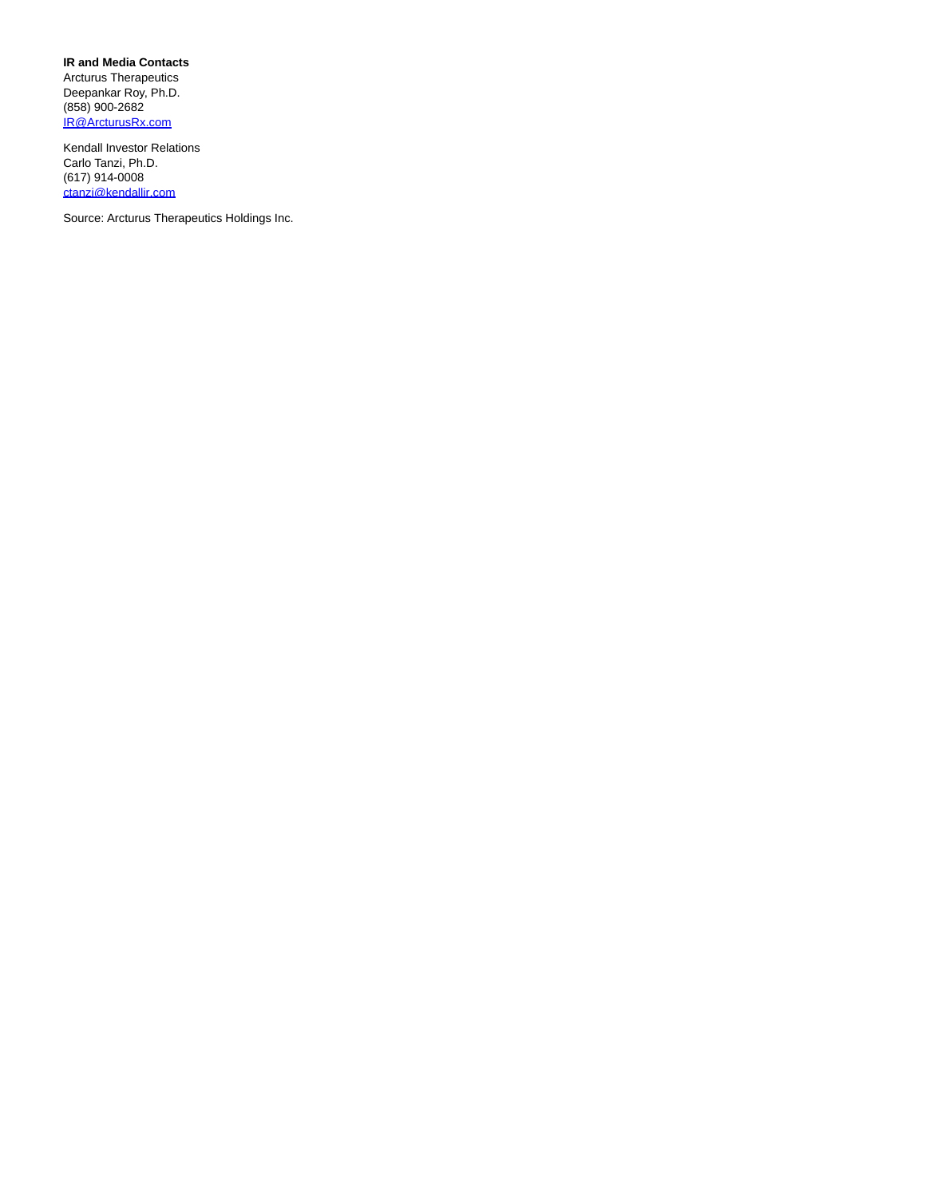**IR and Media Contacts**
Arcturus Therapeutics
Deepankar Roy, Ph.D.
(858) 900-2682
IR@ArcturusRx.com

Kendall Investor Relations
Carlo Tanzi, Ph.D.
(617) 914-0008
ctanzi@kendallir.com

Source: Arcturus Therapeutics Holdings Inc.